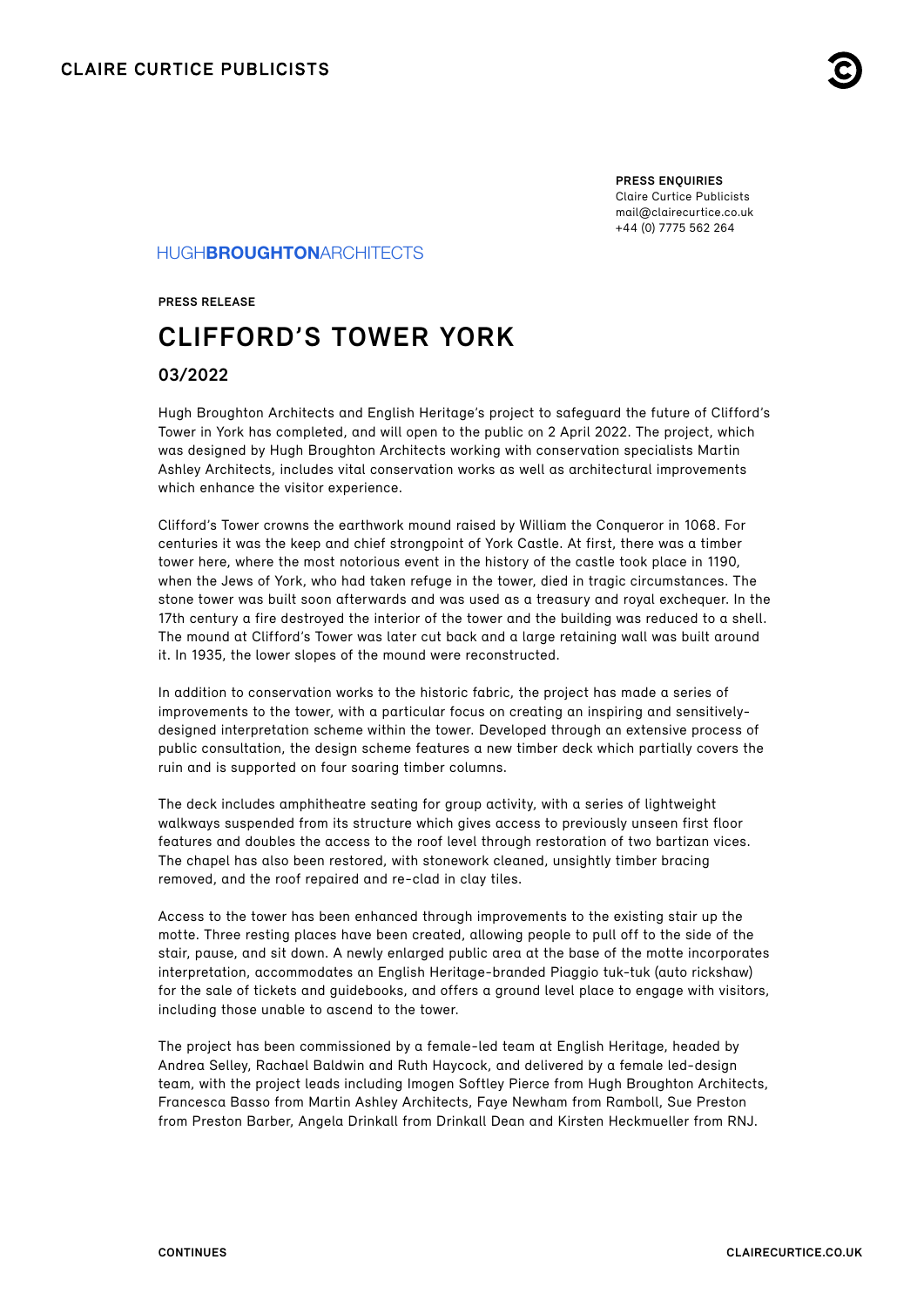**PRESS ENQUIRIES**
Claire Curtice Publicists
mail@clairecurtice.co.uk
+44 (0) 7775 562 264

HUGH**BROUGHTON**ARCHITECTS

**PRESS RELEASE**

# CLIFFORD'S TOWER YORK

## 03/2022

Hugh Broughton Architects and English Heritage's project to safeguard the future of Clifford's Tower in York has completed, and will open to the public on 2 April 2022. The project, which was designed by Hugh Broughton Architects working with conservation specialists Martin Ashley Architects, includes vital conservation works as well as architectural improvements which enhance the visitor experience.

Clifford's Tower crowns the earthwork mound raised by William the Conqueror in 1068. For centuries it was the keep and chief strongpoint of York Castle. At first, there was a timber tower here, where the most notorious event in the history of the castle took place in 1190, when the Jews of York, who had taken refuge in the tower, died in tragic circumstances. The stone tower was built soon afterwards and was used as a treasury and royal exchequer. In the 17th century a fire destroyed the interior of the tower and the building was reduced to a shell. The mound at Clifford's Tower was later cut back and a large retaining wall was built around it. In 1935, the lower slopes of the mound were reconstructed.

In addition to conservation works to the historic fabric, the project has made a series of improvements to the tower, with a particular focus on creating an inspiring and sensitively-designed interpretation scheme within the tower. Developed through an extensive process of public consultation, the design scheme features a new timber deck which partially covers the ruin and is supported on four soaring timber columns.

The deck includes amphitheatre seating for group activity, with a series of lightweight walkways suspended from its structure which gives access to previously unseen first floor features and doubles the access to the roof level through restoration of two bartizan vices. The chapel has also been restored, with stonework cleaned, unsightly timber bracing removed, and the roof repaired and re-clad in clay tiles.

Access to the tower has been enhanced through improvements to the existing stair up the motte. Three resting places have been created, allowing people to pull off to the side of the stair, pause, and sit down. A newly enlarged public area at the base of the motte incorporates interpretation, accommodates an English Heritage-branded Piaggio tuk-tuk (auto rickshaw) for the sale of tickets and guidebooks, and offers a ground level place to engage with visitors, including those unable to ascend to the tower.

The project has been commissioned by a female-led team at English Heritage, headed by Andrea Selley, Rachael Baldwin and Ruth Haycock, and delivered by a female led-design team, with the project leads including Imogen Softley Pierce from Hugh Broughton Architects, Francesca Basso from Martin Ashley Architects, Faye Newham from Ramboll, Sue Preston from Preston Barber, Angela Drinkall from Drinkall Dean and Kirsten Heckmueller from RNJ.

**CONTINUES**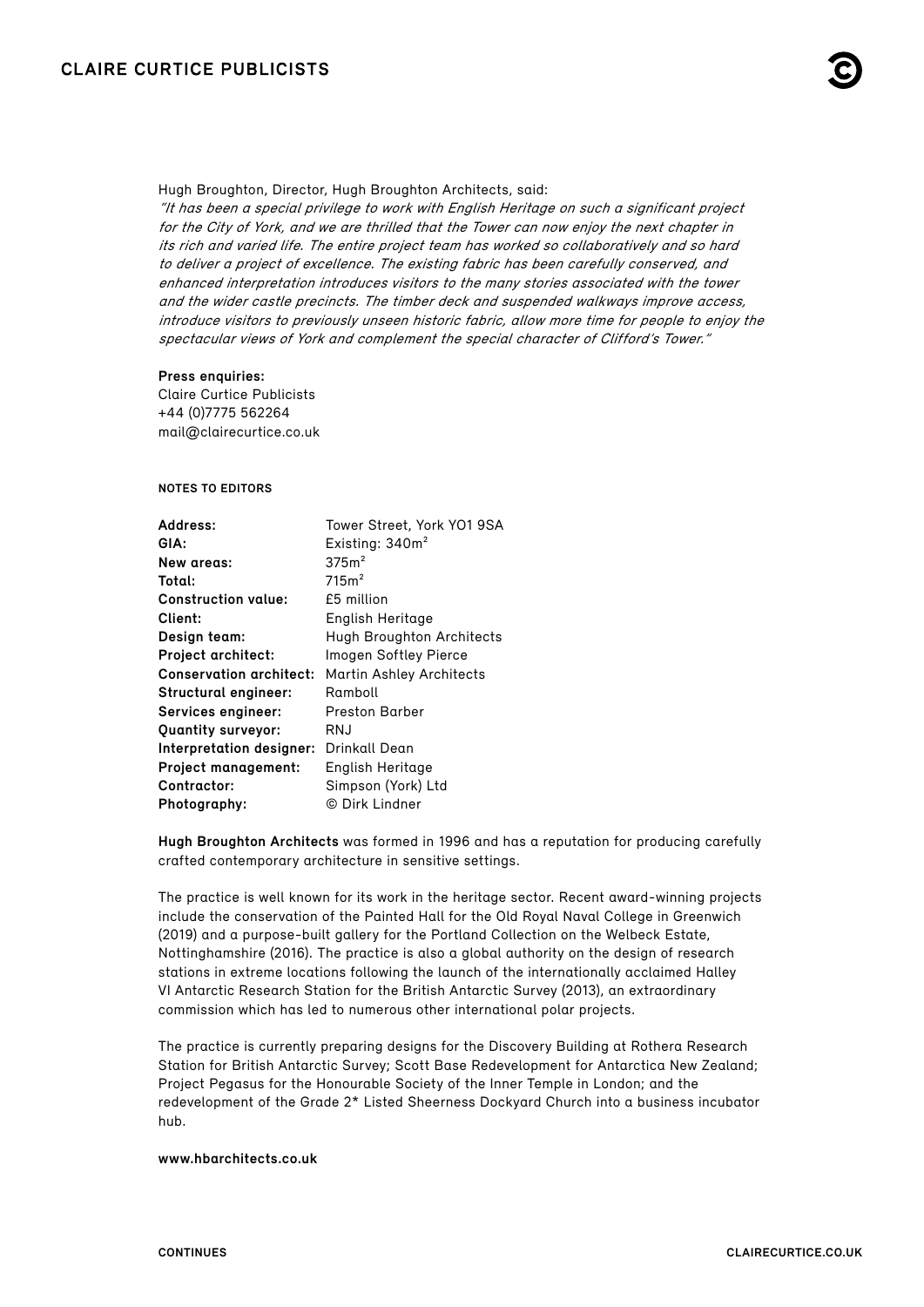Hugh Broughton, Director, Hugh Broughton Architects, said:
*"It has been a special privilege to work with English Heritage on such a significant project for the City of York, and we are thrilled that the Tower can now enjoy the next chapter in its rich and varied life. The entire project team has worked so collaboratively and so hard to deliver a project of excellence. The existing fabric has been carefully conserved, and enhanced interpretation introduces visitors to the many stories associated with the tower and the wider castle precincts. The timber deck and suspended walkways improve access, introduce visitors to previously unseen historic fabric, allow more time for people to enjoy the spectacular views of York and complement the special character of Clifford's Tower."*

**Press enquiries:**
Claire Curtice Publicists
+44 (0)7775 562264
mail@clairecurtice.co.uk

**NOTES TO EDITORS**

| | |
|---|---|
| **Address:** | Tower Street, York YO1 9SA |
| **GIA:** | Existing: $340m^2$ |
| **New areas:** | $375m^2$ |
| **Total:** | $715m^2$ |
| **Construction value:** | £5 million |
| **Client:** | English Heritage |
| **Design team:** | Hugh Broughton Architects |
| **Project architect:** | Imogen Softley Pierce |
| **Conservation architect:** | Martin Ashley Architects |
| **Structural engineer:** | Ramboll |
| **Services engineer:** | Preston Barber |
| **Quantity surveyor:** | RNJ |
| **Interpretation designer:** | Drinkall Dean |
| **Project management:** | English Heritage |
| **Contractor:** | Simpson (York) Ltd |
| **Photography:** | © Dirk Lindner |

**Hugh Broughton Architects** was formed in 1996 and has a reputation for producing carefully crafted contemporary architecture in sensitive settings.

The practice is well known for its work in the heritage sector. Recent award-winning projects include the conservation of the Painted Hall for the Old Royal Naval College in Greenwich (2019) and a purpose-built gallery for the Portland Collection on the Welbeck Estate, Nottinghamshire (2016). The practice is also a global authority on the design of research stations in extreme locations following the launch of the internationally acclaimed Halley VI Antarctic Research Station for the British Antarctic Survey (2013), an extraordinary commission which has led to numerous other international polar projects.

The practice is currently preparing designs for the Discovery Building at Rothera Research Station for British Antarctic Survey; Scott Base Redevelopment for Antarctica New Zealand; Project Pegasus for the Honourable Society of the Inner Temple in London; and the redevelopment of the Grade 2* Listed Sheerness Dockyard Church into a business incubator hub.

**www.hbarchitects.co.uk**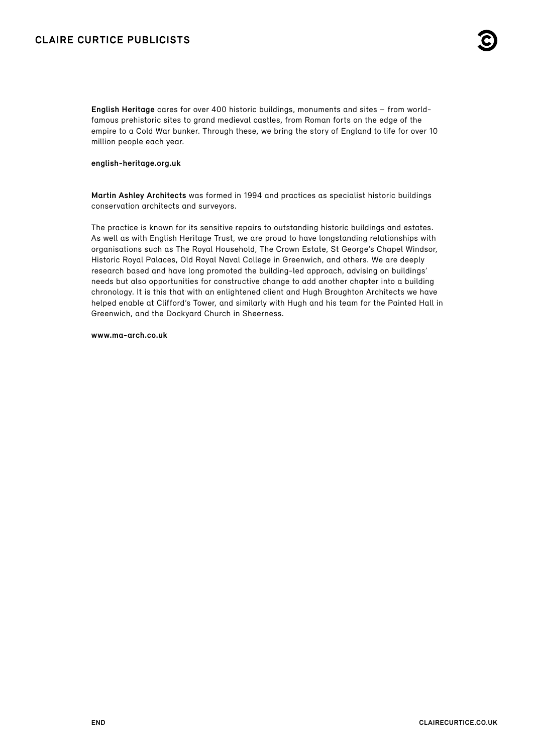**English Heritage** cares for over 400 historic buildings, monuments and sites – from world-famous prehistoric sites to grand medieval castles, from Roman forts on the edge of the empire to a Cold War bunker. Through these, we bring the story of England to life for over 10 million people each year.

**english-heritage.org.uk**

**Martin Ashley Architects** was formed in 1994 and practices as specialist historic buildings conservation architects and surveyors.

The practice is known for its sensitive repairs to outstanding historic buildings and estates. As well as with English Heritage Trust, we are proud to have longstanding relationships with organisations such as The Royal Household, The Crown Estate, St George's Chapel Windsor, Historic Royal Palaces, Old Royal Naval College in Greenwich, and others. We are deeply research based and have long promoted the building-led approach, advising on buildings' needs but also opportunities for constructive change to add another chapter into a building chronology. It is this that with an enlightened client and Hugh Broughton Architects we have helped enable at Clifford's Tower, and similarly with Hugh and his team for the Painted Hall in Greenwich, and the Dockyard Church in Sheerness.

**www.ma-arch.co.uk**

**END**